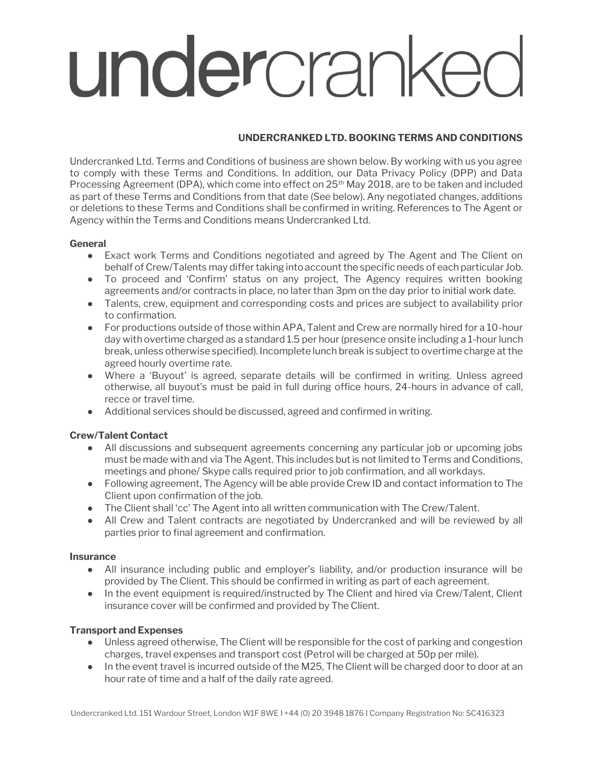# undercranked

## UNDERCRANKED LTD. BOOKING TERMS AND CONDITIONS

Undercranked Ltd. Terms and Conditions of business are shown below. By working with us you agree to comply with these Terms and Conditions. In addition, our Data Privacy Policy (DPP) and Data Processing Agreement (DPA), which come into effect on 25th May 2018, are to be taken and included as part of these Terms and Conditions from that date (See below). Any negotiated changes, additions or deletions to these Terms and Conditions shall be confirmed in writing. References to The Agent or Agency within the Terms and Conditions means Undercranked Ltd.

**General**

- Exact work Terms and Conditions negotiated and agreed by The Agent and The Client on behalf of Crew/Talents may differ taking into account the specific needs of each particular Job.
- To proceed and 'Confirm' status on any project, The Agency requires written booking agreements and/or contracts in place, no later than 3pm on the day prior to initial work date.
- Talents, crew, equipment and corresponding costs and prices are subject to availability prior to confirmation.
- For productions outside of those within APA, Talent and Crew are normally hired for a 10-hour day with overtime charged as a standard 1.5 per hour (presence onsite including a 1-hour lunch break, unless otherwise specified). Incomplete lunch break is subject to overtime charge at the agreed hourly overtime rate.
- Where a 'Buyout' is agreed, separate details will be confirmed in writing. Unless agreed otherwise, all buyout's must be paid in full during office hours, 24-hours in advance of call, recce or travel time.
- Additional services should be discussed, agreed and confirmed in writing.

**Crew/Talent Contact**

- All discussions and subsequent agreements concerning any particular job or upcoming jobs must be made with and via The Agent. This includes but is not limited to Terms and Conditions, meetings and phone/ Skype calls required prior to job confirmation, and all workdays.
- Following agreement, The Agency will be able provide Crew ID and contact information to The Client upon confirmation of the job.
- The Client shall 'cc' The Agent into all written communication with The Crew/Talent.
- All Crew and Talent contracts are negotiated by Undercranked and will be reviewed by all parties prior to final agreement and confirmation.

**Insurance**

- All insurance including public and employer's liability, and/or production insurance will be provided by The Client. This should be confirmed in writing as part of each agreement.
- In the event equipment is required/instructed by The Client and hired via Crew/Talent, Client insurance cover will be confirmed and provided by The Client.

**Transport and Expenses**

- Unless agreed otherwise, The Client will be responsible for the cost of parking and congestion charges, travel expenses and transport cost (Petrol will be charged at 50p per mile).
- In the event travel is incurred outside of the M25, The Client will be charged door to door at an hour rate of time and a half of the daily rate agreed.

Undercranked Ltd. 151 Wardour Street, London W1F 8WE I +44 (0) 20 3948 1876 I Company Registration No: SC416323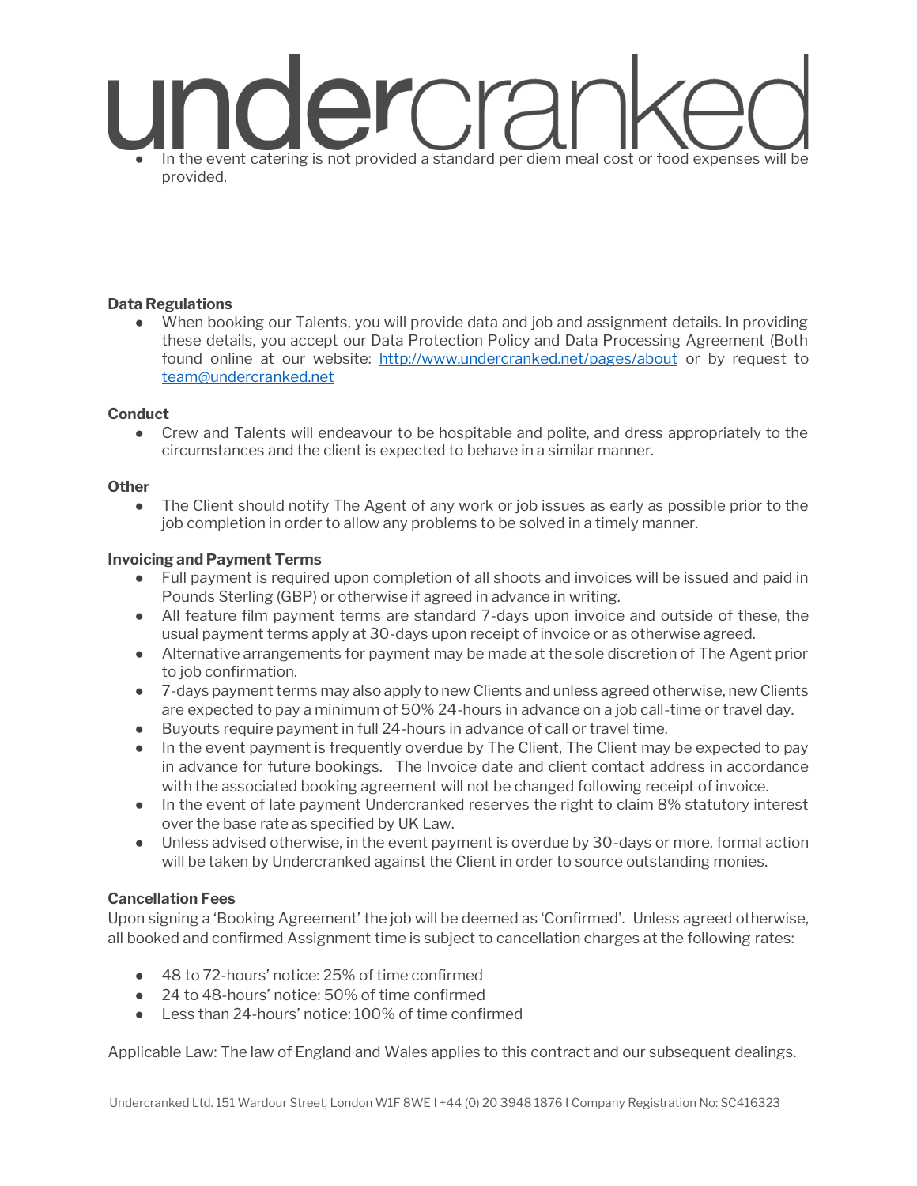- In the event catering is not provided a standard per diem meal cost or food expenses will be provided.

**Data Regulations**

- When booking our Talents, you will provide data and job and assignment details. In providing these details, you accept our Data Protection Policy and Data Processing Agreement (Both found online at our website: http://www.undercranked.net/pages/about or by request to team@undercranked.net

**Conduct**

- Crew and Talents will endeavour to be hospitable and polite, and dress appropriately to the circumstances and the client is expected to behave in a similar manner.

**Other**

- The Client should notify The Agent of any work or job issues as early as possible prior to the job completion in order to allow any problems to be solved in a timely manner.

**Invoicing and Payment Terms**

- Full payment is required upon completion of all shoots and invoices will be issued and paid in Pounds Sterling (GBP) or otherwise if agreed in advance in writing.
- All feature film payment terms are standard 7-days upon invoice and outside of these, the usual payment terms apply at 30-days upon receipt of invoice or as otherwise agreed.
- Alternative arrangements for payment may be made at the sole discretion of The Agent prior to job confirmation.
- 7-days payment terms may also apply to new Clients and unless agreed otherwise, new Clients are expected to pay a minimum of 50% 24-hours in advance on a job call-time or travel day.
- Buyouts require payment in full 24-hours in advance of call or travel time.
- In the event payment is frequently overdue by The Client, The Client may be expected to pay in advance for future bookings. The Invoice date and client contact address in accordance with the associated booking agreement will not be changed following receipt of invoice.
- In the event of late payment Undercranked reserves the right to claim 8% statutory interest over the base rate as specified by UK Law.
- Unless advised otherwise, in the event payment is overdue by 30-days or more, formal action will be taken by Undercranked against the Client in order to source outstanding monies.

**Cancellation Fees**

Upon signing a 'Booking Agreement' the job will be deemed as 'Confirmed'. Unless agreed otherwise, all booked and confirmed Assignment time is subject to cancellation charges at the following rates:

- 48 to 72-hours' notice: 25% of time confirmed
- 24 to 48-hours' notice: 50% of time confirmed
- Less than 24-hours' notice: 100% of time confirmed

Applicable Law: The law of England and Wales applies to this contract and our subsequent dealings.